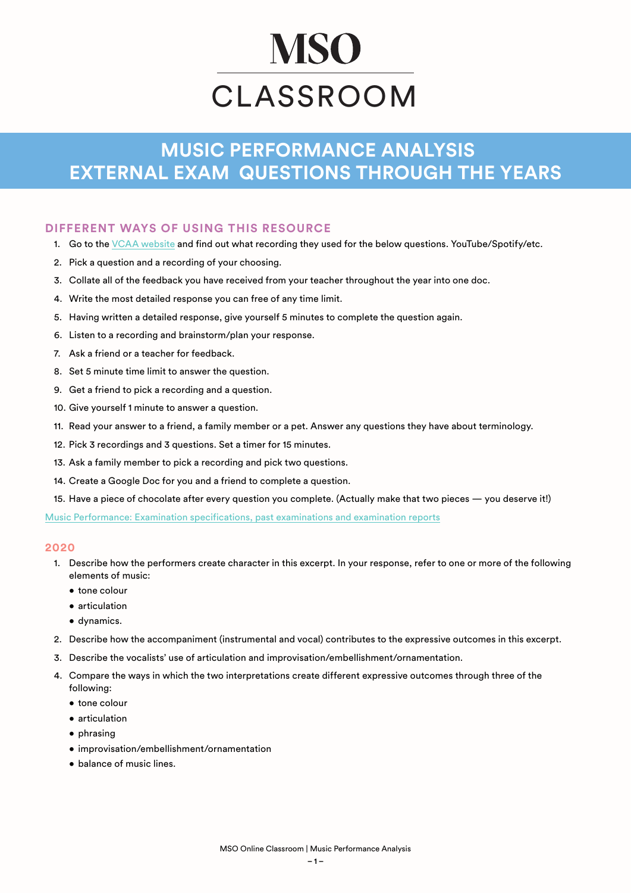# MSO

# CLASSROOM

## MUSIC PERFORMANCE ANALYSIS EXTERNAL EXAM QUESTIONS THROUGH THE YEARS

### DIFFERENT WAYS OF USING THIS RESOURCE

1. Go to the [VCAA website] and find out what recording they used for the below questions. YouTube/Spotify/etc.
2. Pick a question and a recording of your choosing.
3. Collate all of the feedback you have received from your teacher throughout the year into one doc.
4. Write the most detailed response you can free of any time limit.
5. Having written a detailed response, give yourself 5 minutes to complete the question again.
6. Listen to a recording and brainstorm/plan your response.
7. Ask a friend or a teacher for feedback.
8. Set 5 minute time limit to answer the question.
9. Get a friend to pick a recording and a question.
10. Give yourself 1 minute to answer a question.
11. Read your answer to a friend, a family member or a pet. Answer any questions they have about terminology.
12. Pick 3 recordings and 3 questions. Set a timer for 15 minutes.
13. Ask a family member to pick a recording and pick two questions.
14. Create a Google Doc for you and a friend to complete a question.
15. Have a piece of chocolate after every question you complete. (Actually make that two pieces — you deserve it!)

Music Performance: Examination specifications, past examinations and examination reports

### 2020

1. Describe how the performers create character in this excerpt. In your response, refer to one or more of the following elements of music:
   - tone colour
   - articulation
   - dynamics.
2. Describe how the accompaniment (instrumental and vocal) contributes to the expressive outcomes in this excerpt.
3. Describe the vocalists' use of articulation and improvisation/embellishment/ornamentation.
4. Compare the ways in which the two interpretations create different expressive outcomes through three of the following:
   - tone colour
   - articulation
   - phrasing
   - improvisation/embellishment/ornamentation
   - balance of music lines.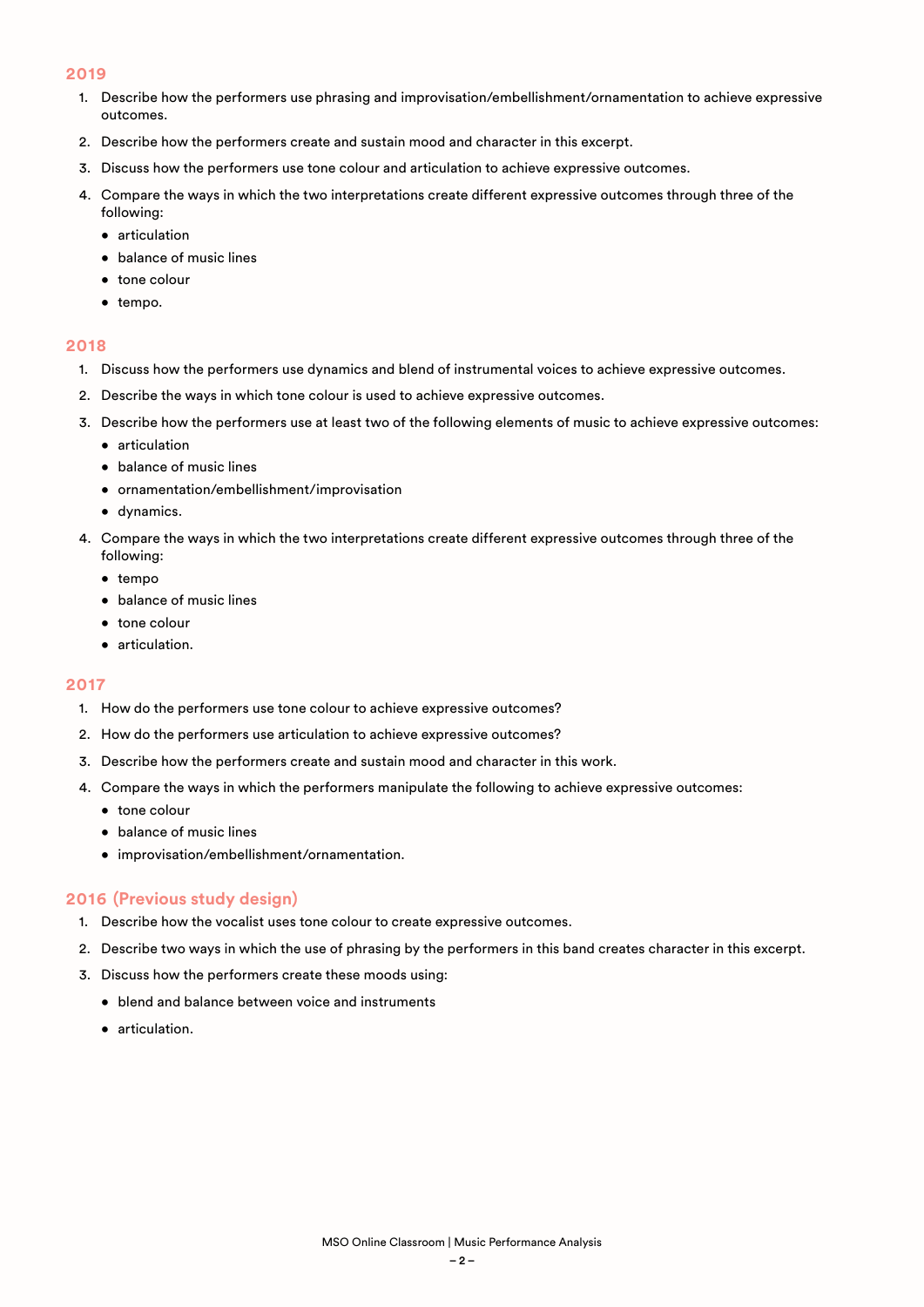## 2019

1. Describe how the performers use phrasing and improvisation/embellishment/ornamentation to achieve expressive outcomes.
2. Describe how the performers create and sustain mood and character in this excerpt.
3. Discuss how the performers use tone colour and articulation to achieve expressive outcomes.
4. Compare the ways in which the two interpretations create different expressive outcomes through three of the following:
   - articulation
   - balance of music lines
   - tone colour
   - tempo.

## 2018

1. Discuss how the performers use dynamics and blend of instrumental voices to achieve expressive outcomes.
2. Describe the ways in which tone colour is used to achieve expressive outcomes.
3. Describe how the performers use at least two of the following elements of music to achieve expressive outcomes:
   - articulation
   - balance of music lines
   - ornamentation/embellishment/improvisation
   - dynamics.
4. Compare the ways in which the two interpretations create different expressive outcomes through three of the following:
   - tempo
   - balance of music lines
   - tone colour
   - articulation.

## 2017

1. How do the performers use tone colour to achieve expressive outcomes?
2. How do the performers use articulation to achieve expressive outcomes?
3. Describe how the performers create and sustain mood and character in this work.
4. Compare the ways in which the performers manipulate the following to achieve expressive outcomes:
   - tone colour
   - balance of music lines
   - improvisation/embellishment/ornamentation.

## 2016 (Previous study design)

1. Describe how the vocalist uses tone colour to create expressive outcomes.
2. Describe two ways in which the use of phrasing by the performers in this band creates character in this excerpt.
3. Discuss how the performers create these moods using:
   - blend and balance between voice and instruments
   - articulation.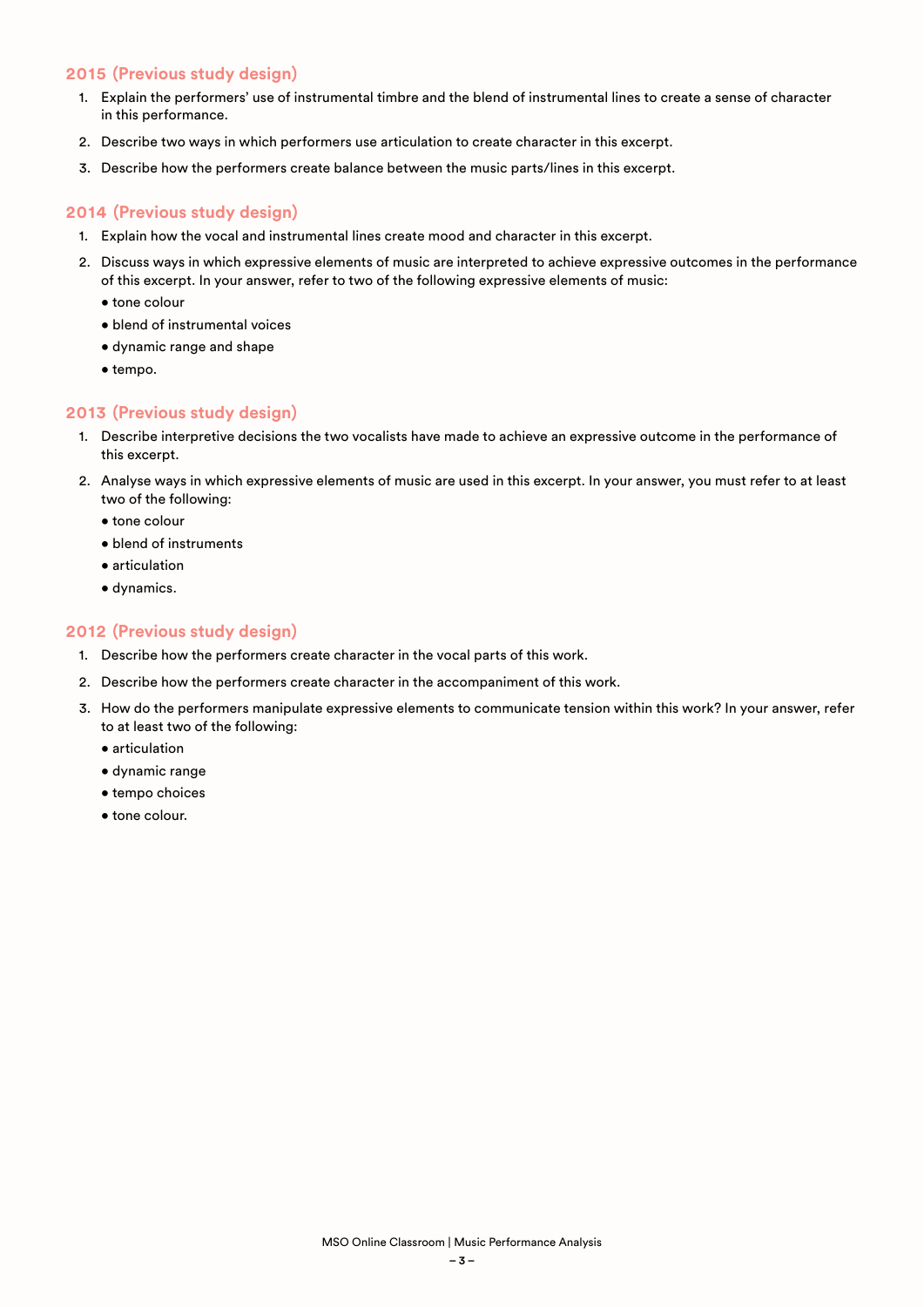## 2015 (Previous study design)

1. Explain the performers' use of instrumental timbre and the blend of instrumental lines to create a sense of character in this performance.
2. Describe two ways in which performers use articulation to create character in this excerpt.
3. Describe how the performers create balance between the music parts/lines in this excerpt.

## 2014 (Previous study design)

1. Explain how the vocal and instrumental lines create mood and character in this excerpt.
2. Discuss ways in which expressive elements of music are interpreted to achieve expressive outcomes in the performance of this excerpt. In your answer, refer to two of the following expressive elements of music:
   - tone colour
   - blend of instrumental voices
   - dynamic range and shape
   - tempo.

## 2013 (Previous study design)

1. Describe interpretive decisions the two vocalists have made to achieve an expressive outcome in the performance of this excerpt.
2. Analyse ways in which expressive elements of music are used in this excerpt. In your answer, you must refer to at least two of the following:
   - tone colour
   - blend of instruments
   - articulation
   - dynamics.

## 2012 (Previous study design)

1. Describe how the performers create character in the vocal parts of this work.
2. Describe how the performers create character in the accompaniment of this work.
3. How do the performers manipulate expressive elements to communicate tension within this work? In your answer, refer to at least two of the following:
   - articulation
   - dynamic range
   - tempo choices
   - tone colour.